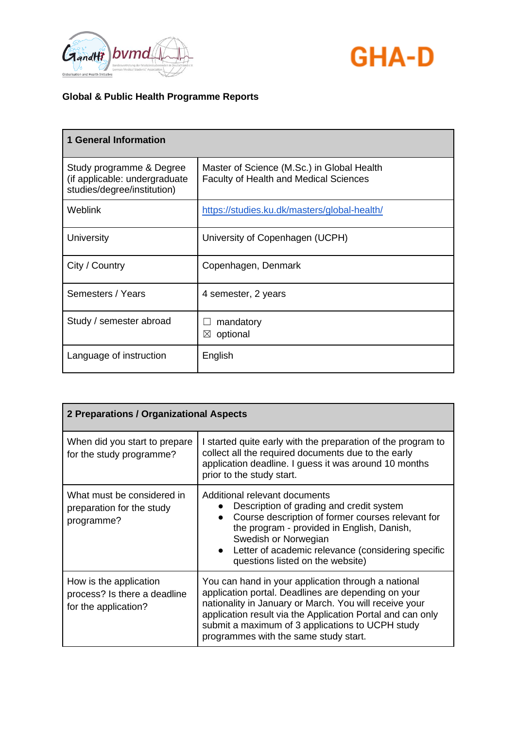**Global & Public Health Programme Reports**

| 1 General Information | |
|---|---|
| Study programme & Degree (if applicable: undergraduate studies/degree/institution) | Master of Science (M.Sc.) in Global Health Faculty of Health and Medical Sciences |
| Weblink | [https://studies.ku.dk/masters/global-health/](https://studies.ku.dk/masters/global-health/) |
| University | University of Copenhagen (UCPH) |
| City / Country | Copenhagen, Denmark |
| Semesters / Years | 4 semester, 2 years |
| Study / semester abroad | ☐ mandatory<br>☒ optional |
| Language of instruction | English |

| 2 Preparations / Organizational Aspects | |
|---|---|
| When did you start to prepare for the study programme? | I started quite early with the preparation of the program to collect all the required documents due to the early application deadline. I guess it was around 10 months prior to the study start. |
| What must be considered in preparation for the study programme? | Additional relevant documents<br>• Description of grading and credit system<br>• Course description of former courses relevant for the program - provided in English, Danish, Swedish or Norwegian<br>• Letter of academic relevance (considering specific questions listed on the website) |
| How is the application process? Is there a deadline for the application? | You can hand in your application through a national application portal. Deadlines are depending on your nationality in January or March. You will receive your application result via the Application Portal and can only submit a maximum of 3 applications to UCPH study programmes with the same study start. |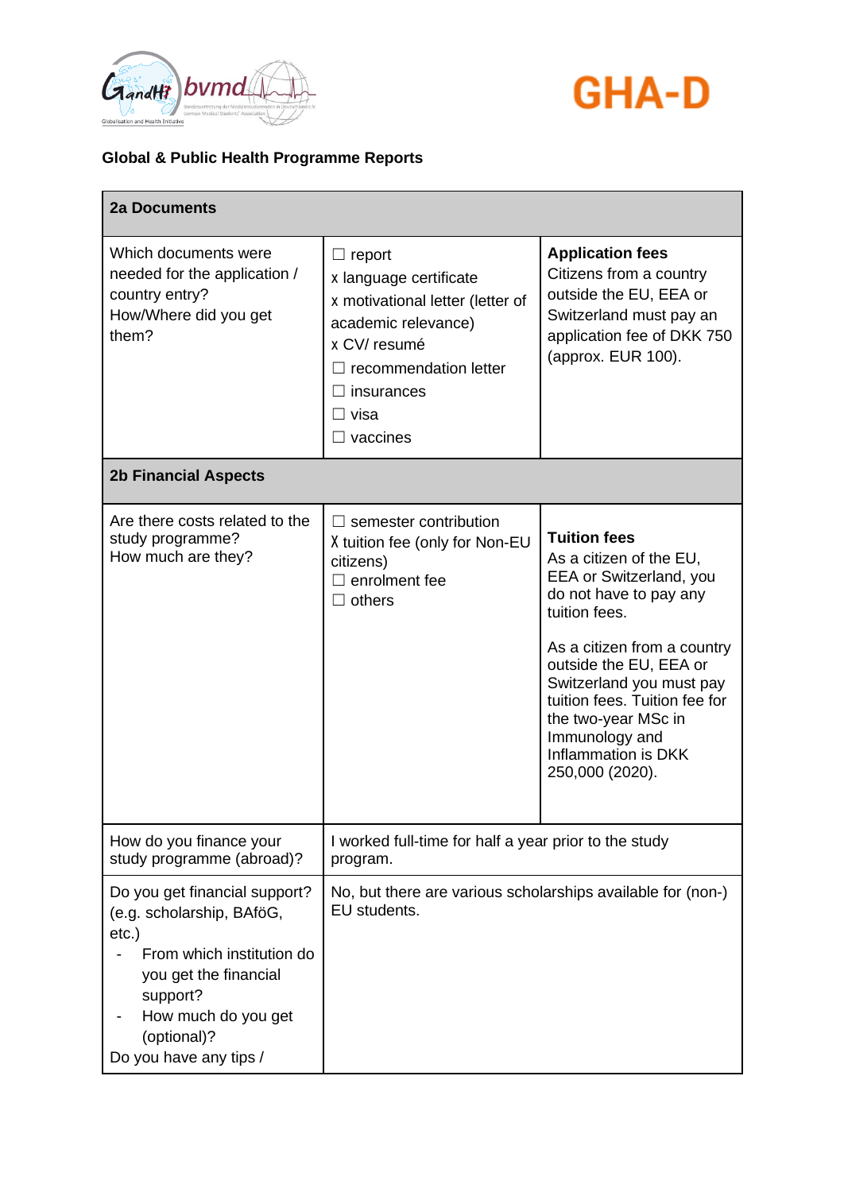## Global & Public Health Programme Reports

| 2a Documents | | |
|---|---|---|
| Which documents were needed for the application / country entry?<br>How/Where did you get them? | ☐ report<br>x language certificate<br>x motivational letter (letter of academic relevance)<br>x CV/ resumé<br>☐ recommendation letter<br>☐ insurances<br>☐ visa<br>☐ vaccines | **Application fees**<br>Citizens from a country outside the EU, EEA or Switzerland must pay an application fee of DKK 750 (approx. EUR 100). |
| **2b Financial Aspects** | | |
| Are there costs related to the study programme?<br>How much are they? | ☐ semester contribution<br>X tuition fee (only for Non-EU citizens)<br>☐ enrolment fee<br>☐ others | **Tuition fees**<br>As a citizen of the EU, EEA or Switzerland, you do not have to pay any tuition fees.<br><br>As a citizen from a country outside the EU, EEA or Switzerland you must pay tuition fees. Tuition fee for the two-year MSc in Immunology and Inflammation is DKK 250,000 (2020). |
| How do you finance your study programme (abroad)? | I worked full-time for half a year prior to the study program. | |
| Do you get financial support? (e.g. scholarship, BAföG, etc.)<br>- From which institution do you get the financial support?<br>- How much do you get (optional)?<br>Do you have any tips / | No, but there are various scholarships available for (non-) EU students. | |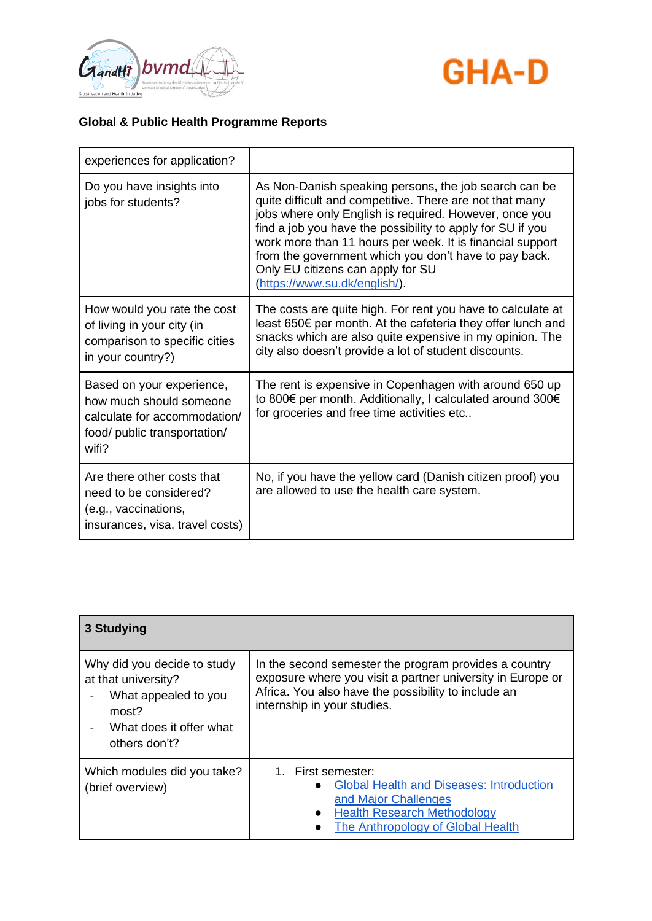**Global & Public Health Programme Reports**

| experiences for application? | |
|---|---|
| Do you have insights into jobs for students? | As Non-Danish speaking persons, the job search can be quite difficult and competitive. There are not that many jobs where only English is required. However, once you find a job you have the possibility to apply for SU if you work more than 11 hours per week. It is financial support from the government which you don't have to pay back. Only EU citizens can apply for SU ([https://www.su.dk/english/](https://www.su.dk/english/)). |
| How would you rate the cost of living in your city (in comparison to specific cities in your country?) | The costs are quite high. For rent you have to calculate at least 650€ per month. At the cafeteria they offer lunch and snacks which are also quite expensive in my opinion. The city also doesn't provide a lot of student discounts. |
| Based on your experience, how much should someone calculate for accommodation/ food/ public transportation/ wifi? | The rent is expensive in Copenhagen with around 650 up to 800€ per month. Additionally, I calculated around 300€ for groceries and free time activities etc.. |
| Are there other costs that need to be considered? (e.g., vaccinations, insurances, visa, travel costs) | No, if you have the yellow card (Danish citizen proof) you are allowed to use the health care system. |

| **3 Studying** | |
|---|---|
| Why did you decide to study at that university?<br>- What appealed to you most?<br>- What does it offer what others don't? | In the second semester the program provides a country exposure where you visit a partner university in Europe or Africa. You also have the possibility to include an internship in your studies. |
| Which modules did you take? (brief overview) | 1. First semester:<br>• Global Health and Diseases: Introduction and Major Challenges<br>• Health Research Methodology<br>• The Anthropology of Global Health |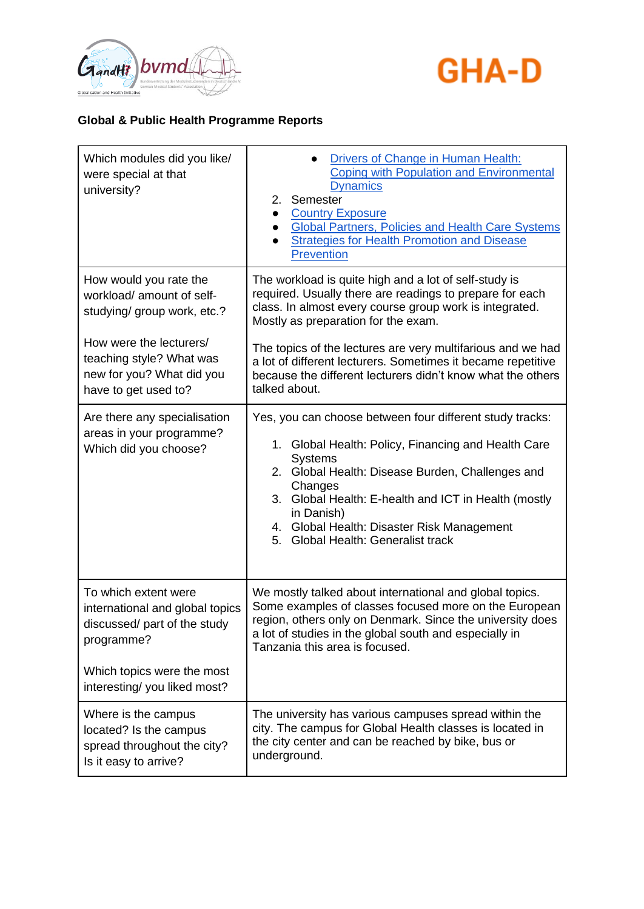**Global & Public Health Programme Reports**

| | |
|---|---|
| Which modules did you like/ were special at that university? | • Drivers of Change in Human Health: Coping with Population and Environmental Dynamics<br>2. Semester<br>• Country Exposure<br>• Global Partners, Policies and Health Care Systems<br>• Strategies for Health Promotion and Disease Prevention |
| How would you rate the workload/ amount of self-studying/ group work, etc.?<br><br>How were the lecturers/ teaching style? What was new for you? What did you have to get used to? | The workload is quite high and a lot of self-study is required. Usually there are readings to prepare for each class. In almost every course group work is integrated. Mostly as preparation for the exam.<br><br>The topics of the lectures are very multifarious and we had a lot of different lecturers. Sometimes it became repetitive because the different lecturers didn't know what the others talked about. |
| Are there any specialisation areas in your programme? Which did you choose? | Yes, you can choose between four different study tracks:<br>1. Global Health: Policy, Financing and Health Care Systems<br>2. Global Health: Disease Burden, Challenges and Changes<br>3. Global Health: E-health and ICT in Health (mostly in Danish)<br>4. Global Health: Disaster Risk Management<br>5. Global Health: Generalist track |
| To which extent were international and global topics discussed/ part of the study programme?<br><br>Which topics were the most interesting/ you liked most? | We mostly talked about international and global topics. Some examples of classes focused more on the European region, others only on Denmark. Since the university does a lot of studies in the global south and especially in Tanzania this area is focused. |
| Where is the campus located? Is the campus spread throughout the city? Is it easy to arrive? | The university has various campuses spread within the city. The campus for Global Health classes is located in the city center and can be reached by bike, bus or underground. |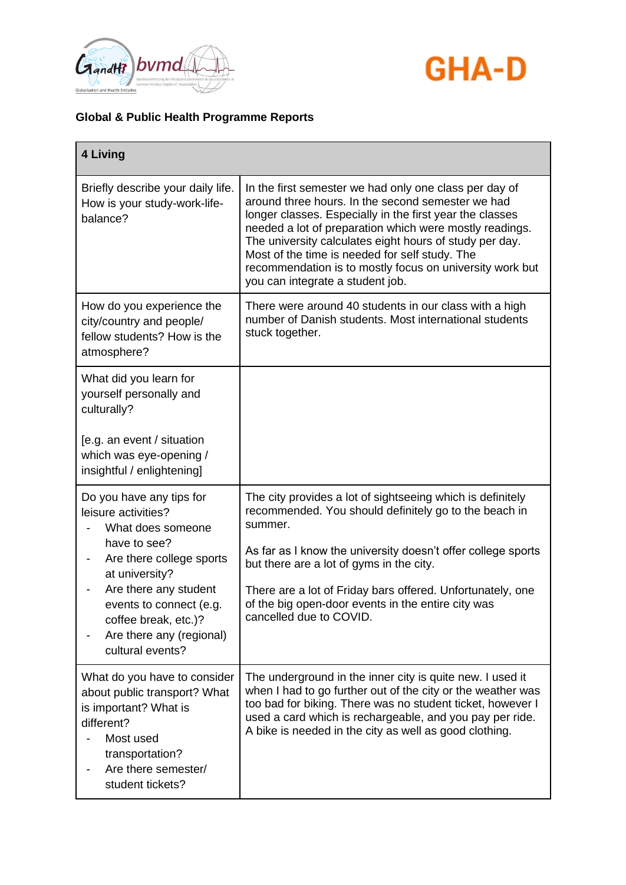## Global & Public Health Programme Reports

| 4 Living | |
|---|---|
| Briefly describe your daily life. How is your study-work-life-balance? | In the first semester we had only one class per day of around three hours. In the second semester we had longer classes. Especially in the first year the classes needed a lot of preparation which were mostly readings. The university calculates eight hours of study per day. Most of the time is needed for self study. The recommendation is to mostly focus on university work but you can integrate a student job. |
| How do you experience the city/country and people/ fellow students? How is the atmosphere? | There were around 40 students in our class with a high number of Danish students. Most international students stuck together. |
| What did you learn for yourself personally and culturally?<br><br>[e.g. an event / situation which was eye-opening / insightful / enlightening] | |
| Do you have any tips for leisure activities?<br>- What does someone have to see?<br>- Are there college sports at university?<br>- Are there any student events to connect (e.g. coffee break, etc.)?<br>- Are there any (regional) cultural events? | The city provides a lot of sightseeing which is definitely recommended. You should definitely go to the beach in summer.<br><br>As far as I know the university doesn't offer college sports but there are a lot of gyms in the city.<br><br>There are a lot of Friday bars offered. Unfortunately, one of the big open-door events in the entire city was cancelled due to COVID. |
| What do you have to consider about public transport? What is important? What is different?<br>- Most used transportation?<br>- Are there semester/ student tickets? | The underground in the inner city is quite new. I used it when I had to go further out of the city or the weather was too bad for biking. There was no student ticket, however I used a card which is rechargeable, and you pay per ride. A bike is needed in the city as well as good clothing. |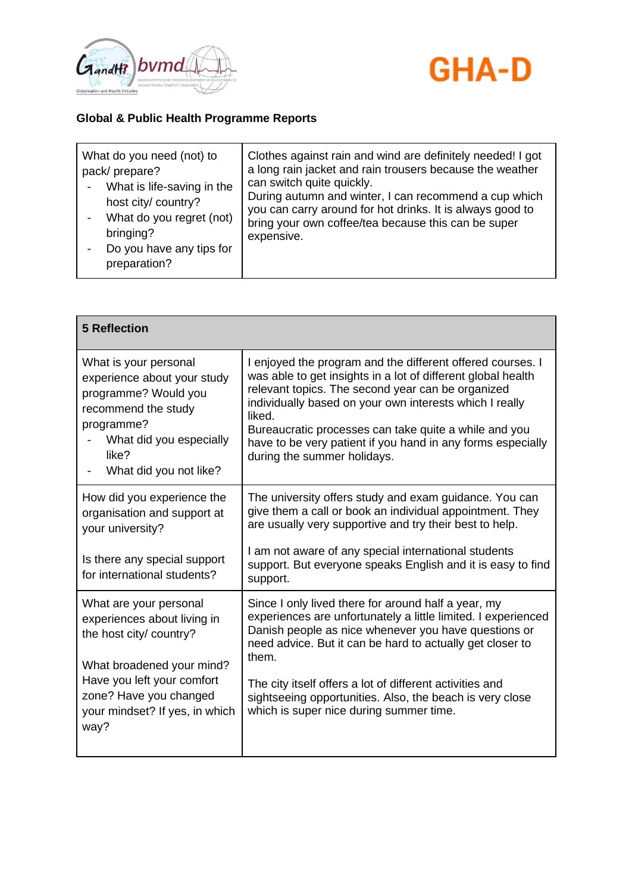**Global & Public Health Programme Reports**

| What do you need (not) to pack/ prepare?<br>- What is life-saving in the host city/ country?<br>- What do you regret (not) bringing?<br>- Do you have any tips for preparation? | Clothes against rain and wind are definitely needed! I got a long rain jacket and rain trousers because the weather can switch quite quickly.<br>During autumn and winter, I can recommend a cup which you can carry around for hot drinks. It is always good to bring your own coffee/tea because this can be super expensive. |
|---|---|

| **5 Reflection** | |
|---|---|
| What is your personal experience about your study programme? Would you recommend the study programme?<br>- What did you especially like?<br>- What did you not like? | I enjoyed the program and the different offered courses. I was able to get insights in a lot of different global health relevant topics. The second year can be organized individually based on your own interests which I really liked.<br>Bureaucratic processes can take quite a while and you have to be very patient if you hand in any forms especially during the summer holidays. |
| How did you experience the organisation and support at your university?<br><br>Is there any special support for international students? | The university offers study and exam guidance. You can give them a call or book an individual appointment. They are usually very supportive and try their best to help.<br><br>I am not aware of any special international students support. But everyone speaks English and it is easy to find support. |
| What are your personal experiences about living in the host city/ country?<br><br>What broadened your mind? Have you left your comfort zone? Have you changed your mindset? If yes, in which way? | Since I only lived there for around half a year, my experiences are unfortunately a little limited. I experienced Danish people as nice whenever you have questions or need advice. But it can be hard to actually get closer to them.<br><br>The city itself offers a lot of different activities and sightseeing opportunities. Also, the beach is very close which is super nice during summer time. |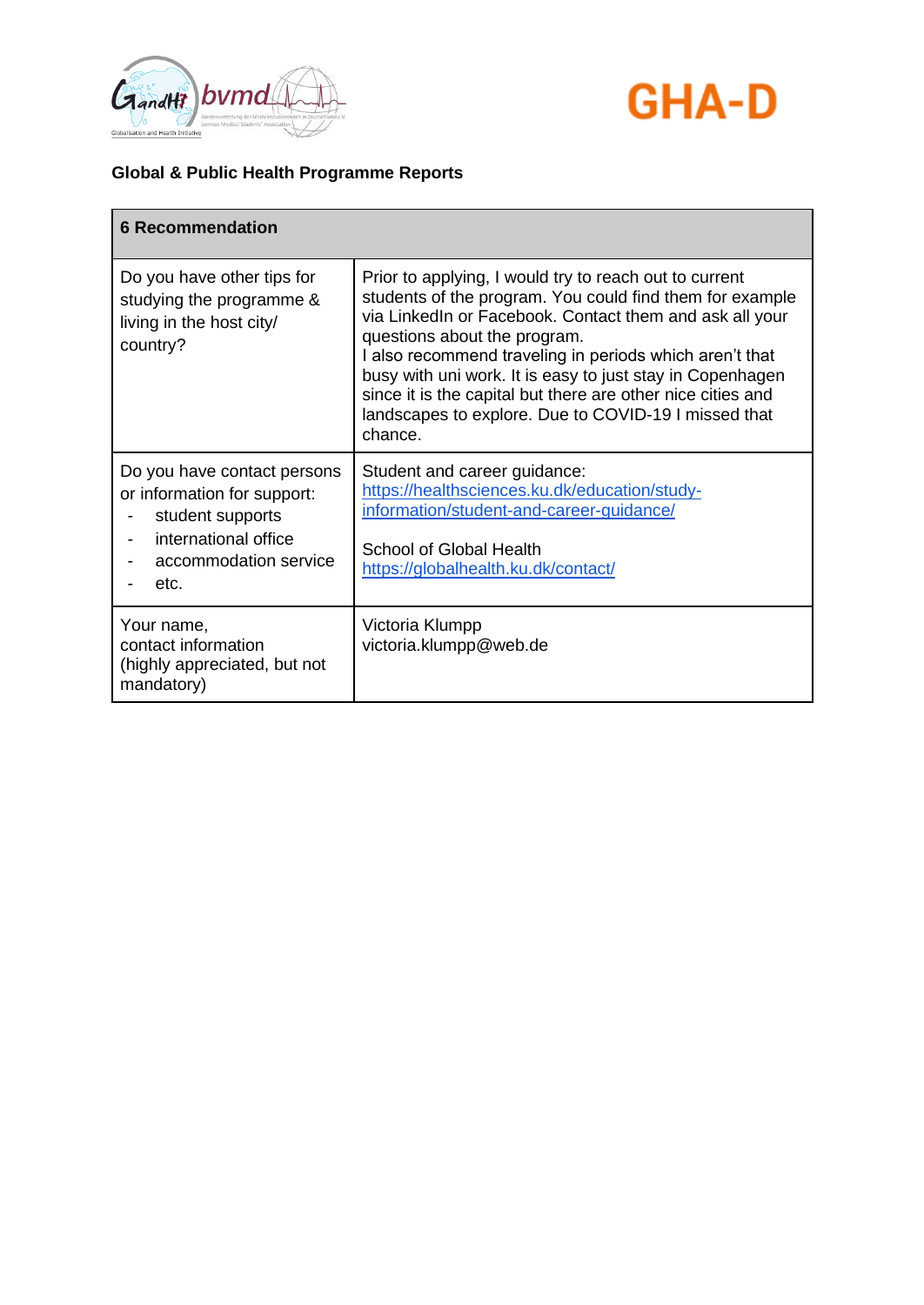**Global & Public Health Programme Reports**

| 6 Recommendation | |
|---|---|
| Do you have other tips for studying the programme & living in the host city/ country? | Prior to applying, I would try to reach out to current students of the program. You could find them for example via LinkedIn or Facebook. Contact them and ask all your questions about the program.<br>I also recommend traveling in periods which aren't that busy with uni work. It is easy to just stay in Copenhagen since it is the capital but there are other nice cities and landscapes to explore. Due to COVID-19 I missed that chance. |
| Do you have contact persons or information for support:<br>- student supports<br>- international office<br>- accommodation service<br>- etc. | Student and career guidance:<br>https://healthsciences.ku.dk/education/study-information/student-and-career-guidance/<br><br>School of Global Health<br>https://globalhealth.ku.dk/contact/ |
| Your name, contact information (highly appreciated, but not mandatory) | Victoria Klumpp<br>victoria.klumpp@web.de |